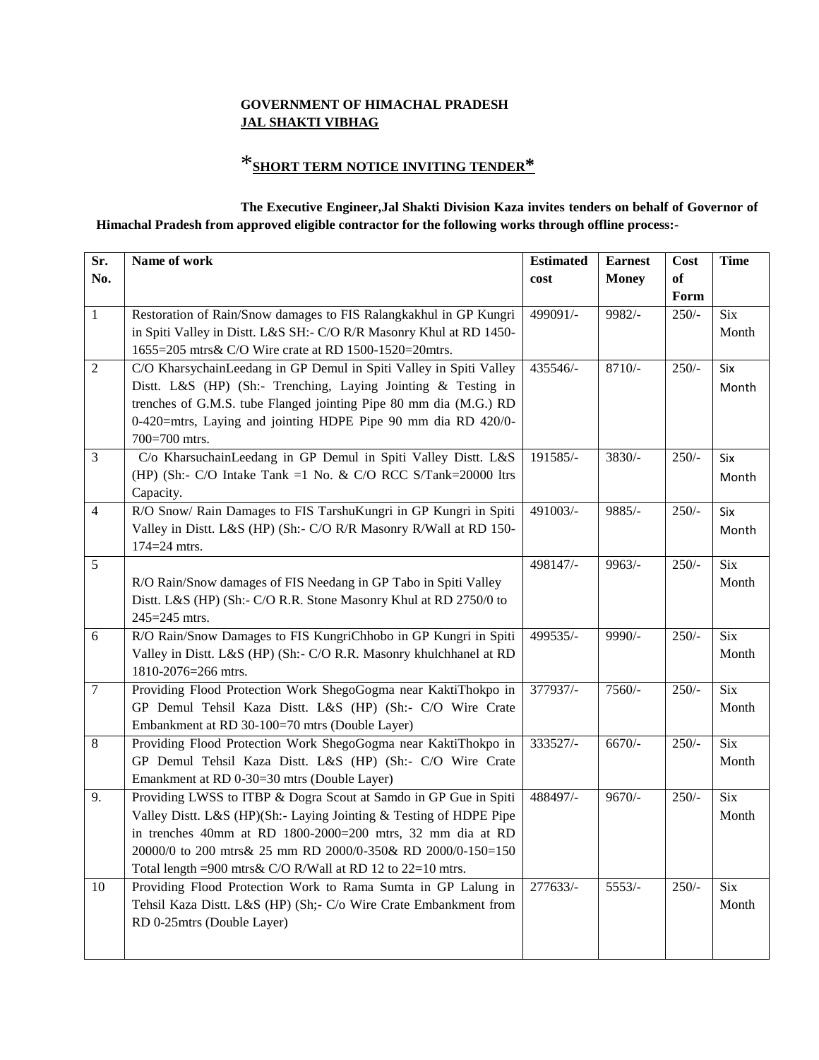**GOVERNMENT OF HIMACHAL PRADESH**
**JAL SHAKTI VIBHAG**

## *SHORT TERM NOTICE INVITING TENDER*

**The Executive Engineer,Jal Shakti Division Kaza invites tenders on behalf of Governor of Himachal Pradesh from approved eligible contractor for the following works through offline process:-**

| Sr. No. | Name of work | Estimated cost | Earnest Money | Cost of Form | Time |
|---|---|---|---|---|---|
| 1 | Restoration of Rain/Snow damages to FIS Ralangkakhul in GP Kungri in Spiti Valley in Distt. L&S SH:- C/O R/R Masonry Khul at RD 1450-1655=205 mtrs& C/O Wire crate at RD 1500-1520=20mtrs. | 499091/- | 9982/- | 250/- | Six Month |
| 2 | C/O KharsychainLeedang in GP Demul in Spiti Valley in Spiti Valley Distt. L&S (HP) (Sh:- Trenching, Laying Jointing & Testing in trenches of G.M.S. tube Flanged jointing Pipe 80 mm dia (M.G.) RD 0-420=mtrs, Laying and jointing HDPE Pipe 90 mm dia RD 420/0-700=700 mtrs. | 435546/- | 8710/- | 250/- | Six Month |
| 3 | C/o KharsuchainLeedang in GP Demul in Spiti Valley Distt. L&S (HP) (Sh:- C/O Intake Tank =1 No. & C/O RCC S/Tank=20000 ltrs Capacity. | 191585/- | 3830/- | 250/- | Six Month |
| 4 | R/O Snow/ Rain Damages to FIS TarshuKungri in GP Kungri in Spiti Valley in Distt. L&S (HP) (Sh:- C/O R/R Masonry R/Wall at RD 150-174=24 mtrs. | 491003/- | 9885/- | 250/- | Six Month |
| 5 | R/O Rain/Snow damages of FIS Needang in GP Tabo in Spiti Valley Distt. L&S (HP) (Sh:- C/O R.R. Stone Masonry Khul at RD 2750/0 to 245=245 mtrs. | 498147/- | 9963/- | 250/- | Six Month |
| 6 | R/O Rain/Snow Damages to FIS KungriChhobo in GP Kungri in Spiti Valley in Distt. L&S (HP) (Sh:- C/O R.R. Masonry khulchhanel at RD 1810-2076=266 mtrs. | 499535/- | 9990/- | 250/- | Six Month |
| 7 | Providing Flood Protection Work ShegoGogma near KaktiThokpo in GP Demul Tehsil Kaza Distt. L&S (HP) (Sh:- C/O Wire Crate Embankment at RD 30-100=70 mtrs (Double Layer) | 377937/- | 7560/- | 250/- | Six Month |
| 8 | Providing Flood Protection Work ShegoGogma near KaktiThokpo in GP Demul Tehsil Kaza Distt. L&S (HP) (Sh:- C/O Wire Crate Emankment at RD 0-30=30 mtrs (Double Layer) | 333527/- | 6670/- | 250/- | Six Month |
| 9. | Providing LWSS to ITBP & Dogra Scout at Samdo in GP Gue in Spiti Valley Distt. L&S (HP)(Sh:- Laying Jointing & Testing of HDPE Pipe in trenches 40mm at RD 1800-2000=200 mtrs, 32 mm dia at RD 20000/0 to 200 mtrs& 25 mm RD 2000/0-350& RD 2000/0-150=150 Total length =900 mtrs& C/O R/Wall at RD 12 to 22=10 mtrs. | 488497/- | 9670/- | 250/- | Six Month |
| 10 | Providing Flood Protection Work to Rama Sumta in GP Lalung in Tehsil Kaza Distt. L&S (HP) (Sh;- C/o Wire Crate Embankment from RD 0-25mtrs (Double Layer) | 277633/- | 5553/- | 250/- | Six Month |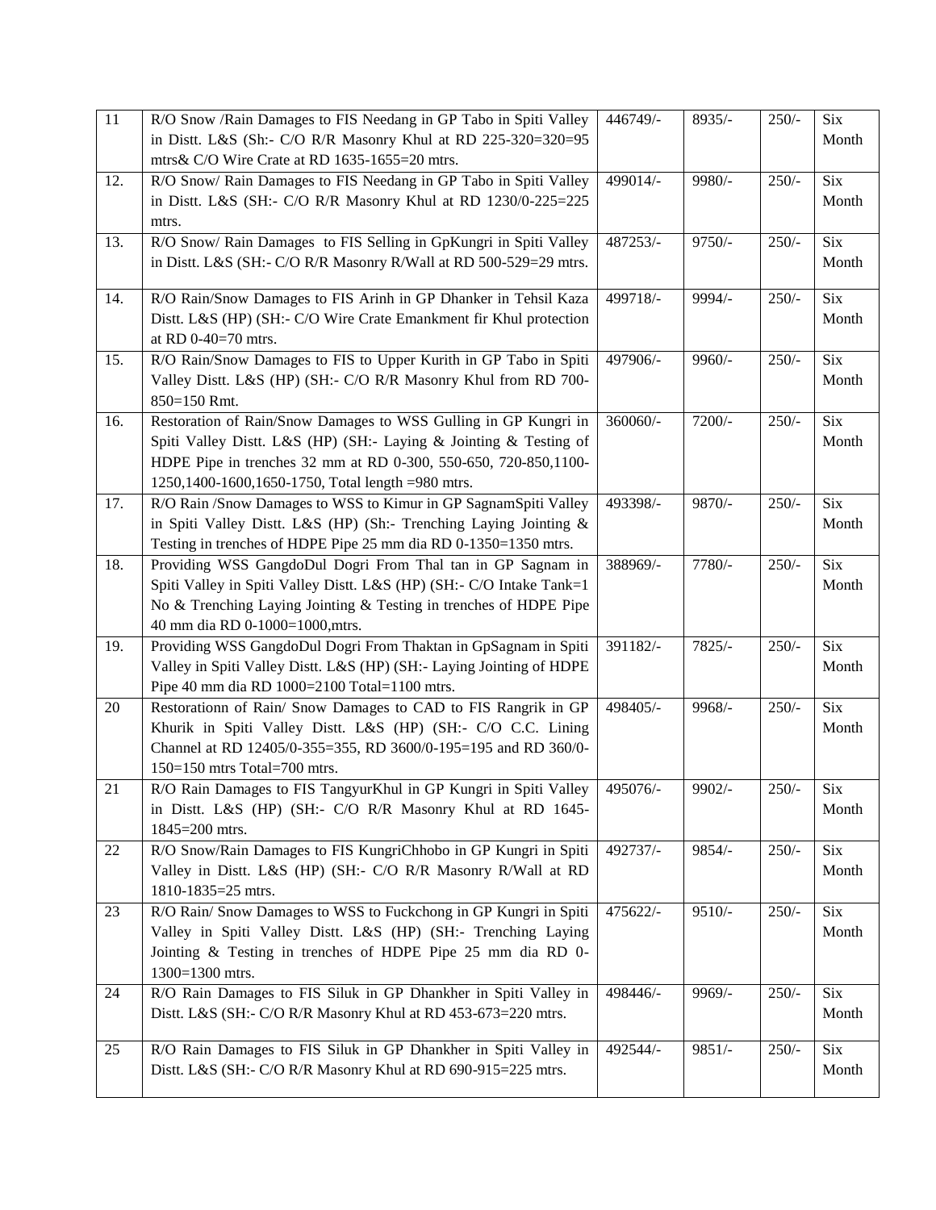| 11 | R/O Snow /Rain Damages to FIS Needang in GP Tabo in Spiti Valley in Distt. L&S (Sh:- C/O R/R Masonry Khul at RD 225-320=320=95 mtrs& C/O Wire Crate at RD 1635-1655=20 mtrs. | 446749/- | 8935/- | 250/- | Six Month |
|---|---|---|---|---|---|
| 12. | R/O Snow/ Rain Damages to FIS Needang in GP Tabo in Spiti Valley in Distt. L&S (SH:- C/O R/R Masonry Khul at RD 1230/0-225=225 mtrs. | 499014/- | 9980/- | 250/- | Six Month |
| 13. | R/O Snow/ Rain Damages to FIS Selling in GpKungri in Spiti Valley in Distt. L&S (SH:- C/O R/R Masonry R/Wall at RD 500-529=29 mtrs. | 487253/- | 9750/- | 250/- | Six Month |
| 14. | R/O Rain/Snow Damages to FIS Arinh in GP Dhanker in Tehsil Kaza Distt. L&S (HP) (SH:- C/O Wire Crate Emankment fir Khul protection at RD 0-40=70 mtrs. | 499718/- | 9994/- | 250/- | Six Month |
| 15. | R/O Rain/Snow Damages to FIS to Upper Kurith in GP Tabo in Spiti Valley Distt. L&S (HP) (SH:- C/O R/R Masonry Khul from RD 700-850=150 Rmt. | 497906/- | 9960/- | 250/- | Six Month |
| 16. | Restoration of Rain/Snow Damages to WSS Gulling in GP Kungri in Spiti Valley Distt. L&S (HP) (SH:- Laying & Jointing & Testing of HDPE Pipe in trenches 32 mm at RD 0-300, 550-650, 720-850,1100-1250,1400-1600,1650-1750, Total length =980 mtrs. | 360060/- | 7200/- | 250/- | Six Month |
| 17. | R/O Rain /Snow Damages to WSS to Kimur in GP SagnamSpiti Valley in Spiti Valley Distt. L&S (HP) (Sh:- Trenching Laying Jointing & Testing in trenches of HDPE Pipe 25 mm dia RD 0-1350=1350 mtrs. | 493398/- | 9870/- | 250/- | Six Month |
| 18. | Providing WSS GangdoDul Dogri From Thal tan in GP Sagnam in Spiti Valley in Spiti Valley Distt. L&S (HP) (SH:- C/O Intake Tank=1 No & Trenching Laying Jointing & Testing in trenches of HDPE Pipe 40 mm dia RD 0-1000=1000,mtrs. | 388969/- | 7780/- | 250/- | Six Month |
| 19. | Providing WSS GangdoDul Dogri From Thaktan in GpSagnam in Spiti Valley in Spiti Valley Distt. L&S (HP) (SH:- Laying Jointing of HDPE Pipe 40 mm dia RD 1000=2100 Total=1100 mtrs. | 391182/- | 7825/- | 250/- | Six Month |
| 20 | Restorationn of Rain/ Snow Damages to CAD to FIS Rangrik in GP Khurik in Spiti Valley Distt. L&S (HP) (SH:- C/O C.C. Lining Channel at RD 12405/0-355=355, RD 3600/0-195=195 and RD 360/0-150=150 mtrs Total=700 mtrs. | 498405/- | 9968/- | 250/- | Six Month |
| 21 | R/O Rain Damages to FIS TangyurKhul in GP Kungri in Spiti Valley in Distt. L&S (HP) (SH:- C/O R/R Masonry Khul at RD 1645-1845=200 mtrs. | 495076/- | 9902/- | 250/- | Six Month |
| 22 | R/O Snow/Rain Damages to FIS KungriChhobo in GP Kungri in Spiti Valley in Distt. L&S (HP) (SH:- C/O R/R Masonry R/Wall at RD 1810-1835=25 mtrs. | 492737/- | 9854/- | 250/- | Six Month |
| 23 | R/O Rain/ Snow Damages to WSS to Fuckchong in GP Kungri in Spiti Valley in Spiti Valley Distt. L&S (HP) (SH:- Trenching Laying Jointing & Testing in trenches of HDPE Pipe 25 mm dia RD 0-1300=1300 mtrs. | 475622/- | 9510/- | 250/- | Six Month |
| 24 | R/O Rain Damages to FIS Siluk in GP Dhankher in Spiti Valley in Distt. L&S (SH:- C/O R/R Masonry Khul at RD 453-673=220 mtrs. | 498446/- | 9969/- | 250/- | Six Month |
| 25 | R/O Rain Damages to FIS Siluk in GP Dhankher in Spiti Valley in Distt. L&S (SH:- C/O R/R Masonry Khul at RD 690-915=225 mtrs. | 492544/- | 9851/- | 250/- | Six Month |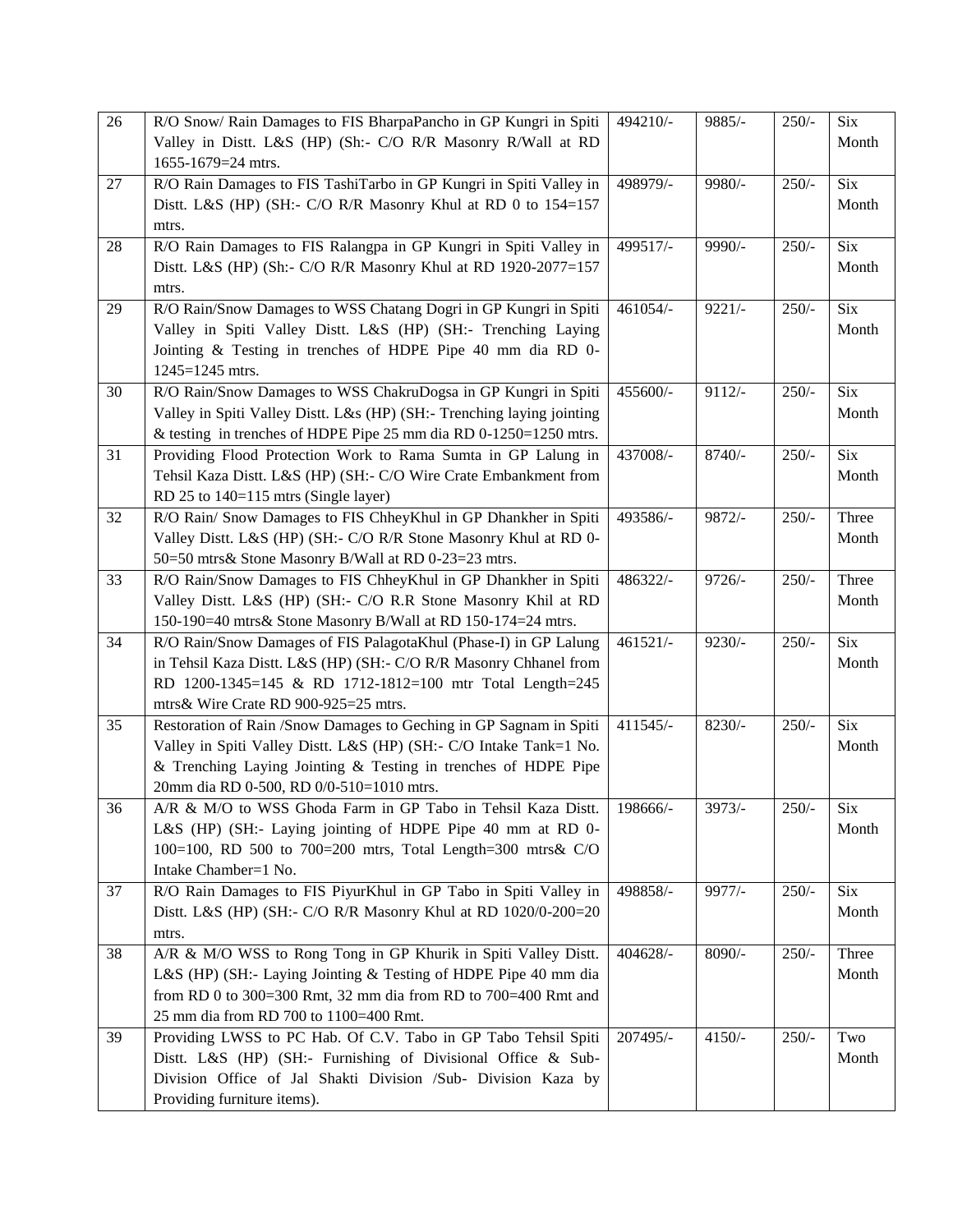| 26 | R/O Snow/ Rain Damages to FIS BharpaPancho in GP Kungri in Spiti Valley in Distt. L&S (HP) (Sh:- C/O R/R Masonry R/Wall at RD 1655-1679=24 mtrs. | 494210/- | 9885/- | 250/- | Six Month |
|---|---|---|---|---|---|
| 27 | R/O Rain Damages to FIS TashiTarbo in GP Kungri in Spiti Valley in Distt. L&S (HP) (SH:- C/O R/R Masonry Khul at RD 0 to 154=157 mtrs. | 498979/- | 9980/- | 250/- | Six Month |
| 28 | R/O Rain Damages to FIS Ralangpa in GP Kungri in Spiti Valley in Distt. L&S (HP) (Sh:- C/O R/R Masonry Khul at RD 1920-2077=157 mtrs. | 499517/- | 9990/- | 250/- | Six Month |
| 29 | R/O Rain/Snow Damages to WSS Chatang Dogri in GP Kungri in Spiti Valley in Spiti Valley Distt. L&S (HP) (SH:- Trenching Laying Jointing & Testing in trenches of HDPE Pipe 40 mm dia RD 0-1245=1245 mtrs. | 461054/- | 9221/- | 250/- | Six Month |
| 30 | R/O Rain/Snow Damages to WSS ChakruDogsa in GP Kungri in Spiti Valley in Spiti Valley Distt. L&s (HP) (SH:- Trenching laying jointing & testing in trenches of HDPE Pipe 25 mm dia RD 0-1250=1250 mtrs. | 455600/- | 9112/- | 250/- | Six Month |
| 31 | Providing Flood Protection Work to Rama Sumta in GP Lalung in Tehsil Kaza Distt. L&S (HP) (SH:- C/O Wire Crate Embankment from RD 25 to 140=115 mtrs (Single layer) | 437008/- | 8740/- | 250/- | Six Month |
| 32 | R/O Rain/ Snow Damages to FIS ChheyKhul in GP Dhankher in Spiti Valley Distt. L&S (HP) (SH:- C/O R/R Stone Masonry Khul at RD 0-50=50 mtrs& Stone Masonry B/Wall at RD 0-23=23 mtrs. | 493586/- | 9872/- | 250/- | Three Month |
| 33 | R/O Rain/Snow Damages to FIS ChheyKhul in GP Dhankher in Spiti Valley Distt. L&S (HP) (SH:- C/O R.R Stone Masonry Khil at RD 150-190=40 mtrs& Stone Masonry B/Wall at RD 150-174=24 mtrs. | 486322/- | 9726/- | 250/- | Three Month |
| 34 | R/O Rain/Snow Damages of FIS PalagotaKhul (Phase-I) in GP Lalung in Tehsil Kaza Distt. L&S (HP) (SH:- C/O R/R Masonry Chhanel from RD 1200-1345=145 & RD 1712-1812=100 mtr Total Length=245 mtrs& Wire Crate RD 900-925=25 mtrs. | 461521/- | 9230/- | 250/- | Six Month |
| 35 | Restoration of Rain /Snow Damages to Geching in GP Sagnam in Spiti Valley in Spiti Valley Distt. L&S (HP) (SH:- C/O Intake Tank=1 No. & Trenching Laying Jointing & Testing in trenches of HDPE Pipe 20mm dia RD 0-500, RD 0/0-510=1010 mtrs. | 411545/- | 8230/- | 250/- | Six Month |
| 36 | A/R & M/O to WSS Ghoda Farm in GP Tabo in Tehsil Kaza Distt. L&S (HP) (SH:- Laying jointing of HDPE Pipe 40 mm at RD 0-100=100, RD 500 to 700=200 mtrs, Total Length=300 mtrs& C/O Intake Chamber=1 No. | 198666/- | 3973/- | 250/- | Six Month |
| 37 | R/O Rain Damages to FIS PiyurKhul in GP Tabo in Spiti Valley in Distt. L&S (HP) (SH:- C/O R/R Masonry Khul at RD 1020/0-200=20 mtrs. | 498858/- | 9977/- | 250/- | Six Month |
| 38 | A/R & M/O WSS to Rong Tong in GP Khurik in Spiti Valley Distt. L&S (HP) (SH:- Laying Jointing & Testing of HDPE Pipe 40 mm dia from RD 0 to 300=300 Rmt, 32 mm dia from RD to 700=400 Rmt and 25 mm dia from RD 700 to 1100=400 Rmt. | 404628/- | 8090/- | 250/- | Three Month |
| 39 | Providing LWSS to PC Hab. Of C.V. Tabo in GP Tabo Tehsil Spiti Distt. L&S (HP) (SH:- Furnishing of Divisional Office & Sub-Division Office of Jal Shakti Division /Sub- Division Kaza by Providing furniture items). | 207495/- | 4150/- | 250/- | Two Month |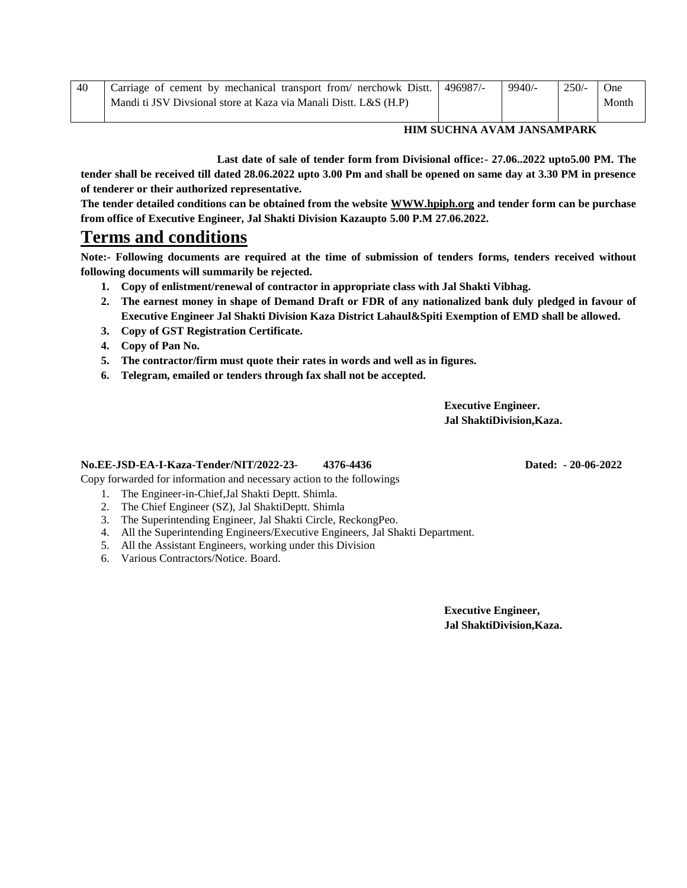| | | | | | |
|---|---|---|---|---|---|
| 40 | Carriage of cement by mechanical transport from/ nerchowk Distt. Mandi ti JSV Divsional store at Kaza via Manali Distt. L&S (H.P) | 496987/- | 9940/- | 250/- | One Month |

**HIM SUCHNA AVAM JANSAMPARK**

**Last date of sale of tender form from Divisional office:- 27.06..2022 upto5.00 PM. The tender shall be received till dated 28.06.2022 upto 3.00 Pm and shall be opened on same day at 3.30 PM in presence of tenderer or their authorized representative.**

**The tender detailed conditions can be obtained from the website WWW.hpiph.org and tender form can be purchase from office of Executive Engineer, Jal Shakti Division Kazaupto 5.00 P.M 27.06.2022.**

# Terms and conditions

**Note:- Following documents are required at the time of submission of tenders forms, tenders received without following documents will summarily be rejected.**

1. **Copy of enlistment/renewal of contractor in appropriate class with Jal Shakti Vibhag.**
2. **The earnest money in shape of Demand Draft or FDR of any nationalized bank duly pledged in favour of Executive Engineer Jal Shakti Division Kaza District Lahaul&Spiti Exemption of EMD shall be allowed.**
3. **Copy of GST Registration Certificate.**
4. **Copy of Pan No.**
5. **The contractor/firm must quote their rates in words and well as in figures.**
6. **Telegram, emailed or tenders through fax shall not be accepted.**

**Executive Engineer.**
**Jal ShaktiDivision,Kaza.**

**No.EE-JSD-EA-I-Kaza-Tender/NIT/2022-23- 4376-4436** **Dated: - 20-06-2022**

Copy forwarded for information and necessary action to the followings

1. The Engineer-in-Chief,Jal Shakti Deptt. Shimla.
2. The Chief Engineer (SZ), Jal ShaktiDeptt. Shimla
3. The Superintending Engineer, Jal Shakti Circle, ReckongPeo.
4. All the Superintending Engineers/Executive Engineers, Jal Shakti Department.
5. All the Assistant Engineers, working under this Division
6. Various Contractors/Notice. Board.

**Executive Engineer,**
**Jal ShaktiDivision,Kaza.**